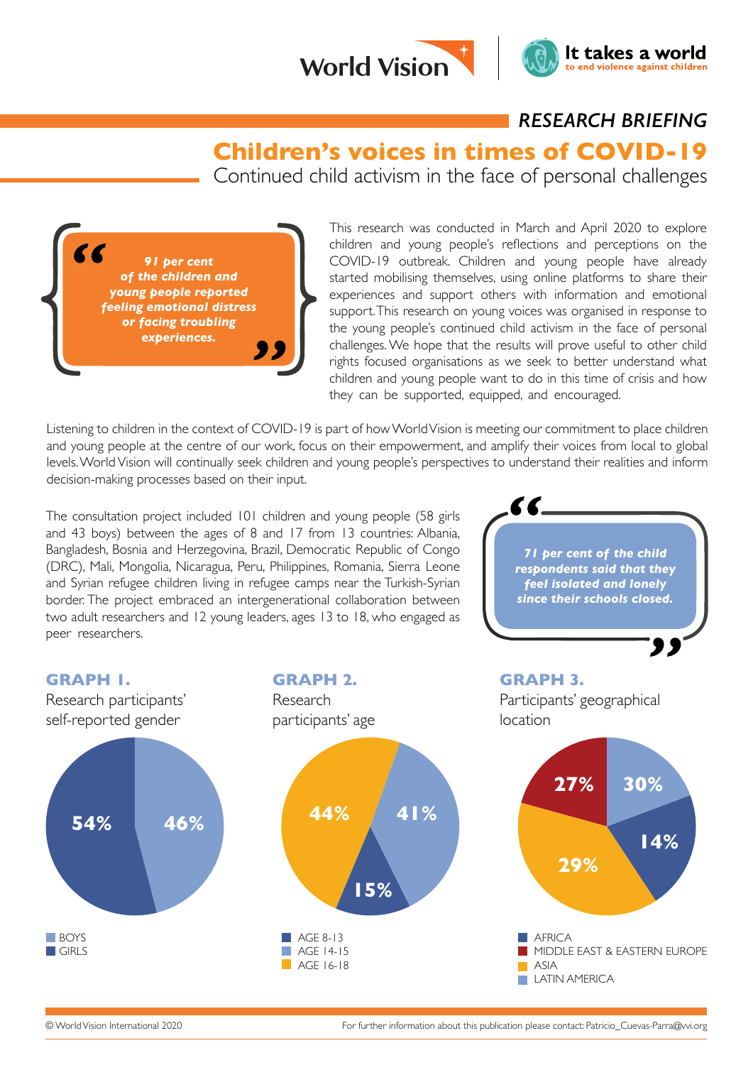World Vision | It takes a world to end violence against children

*RESEARCH BRIEFING*

# Children's voices in times of COVID-19

## Continued child activism in the face of personal challenges

> ***91 per cent of the children and young people reported feeling emotional distress or facing troubling experiences.***

This research was conducted in March and April 2020 to explore children and young people's reflections and perceptions on the COVID-19 outbreak. Children and young people have already started mobilising themselves, using online platforms to share their experiences and support others with information and emotional support. This research on young voices was organised in response to the young people's continued child activism in the face of personal challenges. We hope that the results will prove useful to other child rights focused organisations as we seek to better understand what children and young people want to do in this time of crisis and how they can be supported, equipped, and encouraged.

Listening to children in the context of COVID-19 is part of how World Vision is meeting our commitment to place children and young people at the centre of our work, focus on their empowerment, and amplify their voices from local to global levels. World Vision will continually seek children and young people's perspectives to understand their realities and inform decision-making processes based on their input.

The consultation project included 101 children and young people (58 girls and 43 boys) between the ages of 8 and 17 from 13 countries: Albania, Bangladesh, Bosnia and Herzegovina, Brazil, Democratic Republic of Congo (DRC), Mali, Mongolia, Nicaragua, Peru, Philippines, Romania, Sierra Leone and Syrian refugee children living in refugee camps near the Turkish-Syrian border. The project embraced an intergenerational collaboration between two adult researchers and 12 young leaders, ages 13 to 18, who engaged as peer researchers.

> ***71 per cent of the child respondents said that they feel isolated and lonely since their schools closed.***

### GRAPH 1.
Research participants' self-reported gender

| Gender | Percentage |
|---|---|
| BOYS | 46% |
| GIRLS | 54% |

### GRAPH 2.
Research participants' age

| Age | Percentage |
|---|---|
| AGE 8-13 | 15% |
| AGE 14-15 | 41% |
| AGE 16-18 | 44% |

### GRAPH 3.
Participants' geographical location

| Region | Percentage |
|---|---|
| AFRICA | 14% |
| MIDDLE EAST & EASTERN EUROPE | 27% |
| ASIA | 29% |
| LATIN AMERICA | 30% |

© World Vision International 2020

For further information about this publication please contact: Patricio_Cuevas-Parra@wvi.org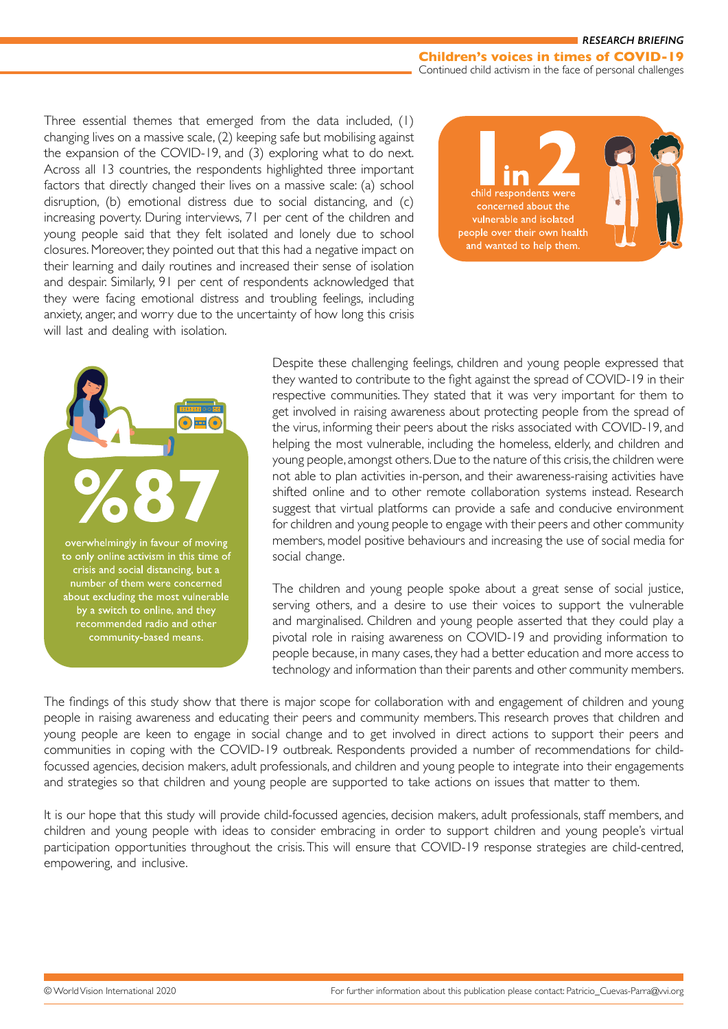Three essential themes that emerged from the data included, (1) changing lives on a massive scale, (2) keeping safe but mobilising against the expansion of the COVID-19, and (3) exploring what to do next. Across all 13 countries, the respondents highlighted three important factors that directly changed their lives on a massive scale: (a) school disruption, (b) emotional distress due to social distancing, and (c) increasing poverty. During interviews, 71 per cent of the children and young people said that they felt isolated and lonely due to school closures. Moreover, they pointed out that this had a negative impact on their learning and daily routines and increased their sense of isolation and despair. Similarly, 91 per cent of respondents acknowledged that they were facing emotional distress and troubling feelings, including anxiety, anger, and worry due to the uncertainty of how long this crisis will last and dealing with isolation.

**1 in 2** child respondents were concerned about the vulnerable and isolated people over their own health and wanted to help them.

**%87** overwhelmingly in favour of moving to only online activism in this time of crisis and social distancing, but a number of them were concerned about excluding the most vulnerable by a switch to online, and they recommended radio and other community-based means.

Despite these challenging feelings, children and young people expressed that they wanted to contribute to the fight against the spread of COVID-19 in their respective communities. They stated that it was very important for them to get involved in raising awareness about protecting people from the spread of the virus, informing their peers about the risks associated with COVID-19, and helping the most vulnerable, including the homeless, elderly, and children and young people, amongst others. Due to the nature of this crisis, the children were not able to plan activities in-person, and their awareness-raising activities have shifted online and to other remote collaboration systems instead. Research suggest that virtual platforms can provide a safe and conducive environment for children and young people to engage with their peers and other community members, model positive behaviours and increasing the use of social media for social change.

The children and young people spoke about a great sense of social justice, serving others, and a desire to use their voices to support the vulnerable and marginalised. Children and young people asserted that they could play a pivotal role in raising awareness on COVID-19 and providing information to people because, in many cases, they had a better education and more access to technology and information than their parents and other community members.

The findings of this study show that there is major scope for collaboration with and engagement of children and young people in raising awareness and educating their peers and community members. This research proves that children and young people are keen to engage in social change and to get involved in direct actions to support their peers and communities in coping with the COVID-19 outbreak. Respondents provided a number of recommendations for child-focussed agencies, decision makers, adult professionals, and children and young people to integrate into their engagements and strategies so that children and young people are supported to take actions on issues that matter to them.

It is our hope that this study will provide child-focussed agencies, decision makers, adult professionals, staff members, and children and young people with ideas to consider embracing in order to support children and young people's virtual participation opportunities throughout the crisis. This will ensure that COVID-19 response strategies are child-centred, empowering, and inclusive.

© World Vision International 2020

For further information about this publication please contact: Patricio_Cuevas-Parra@wvi.org